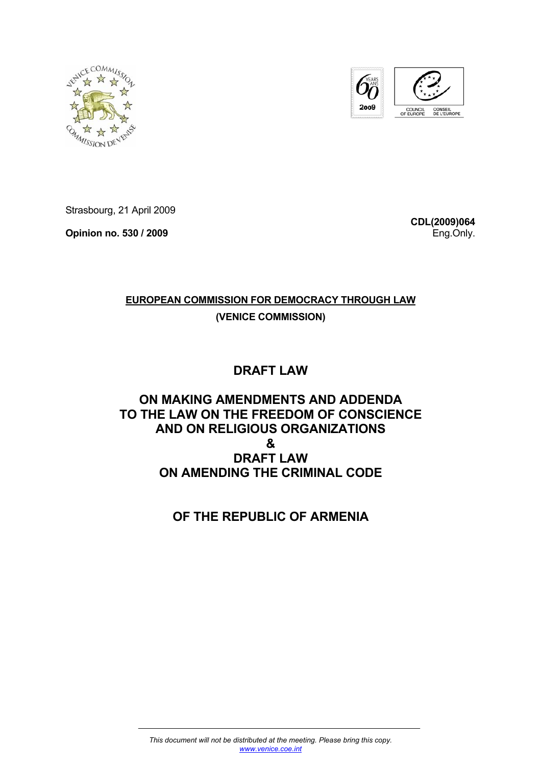Strasbourg, 21 April 2009

**Opinion no. 530 / 2009**

**CDL(2009)064**
Eng.Only.

**EUROPEAN COMMISSION FOR DEMOCRACY THROUGH LAW**
**(VENICE COMMISSION)**

# DRAFT LAW

# ON MAKING AMENDMENTS AND ADDENDA TO THE LAW ON THE FREEDOM OF CONSCIENCE AND ON RELIGIOUS ORGANIZATIONS

# &

# DRAFT LAW ON AMENDING THE CRIMINAL CODE

# OF THE REPUBLIC OF ARMENIA

*This document will not be distributed at the meeting. Please bring this copy.*
*www.venice.coe.int*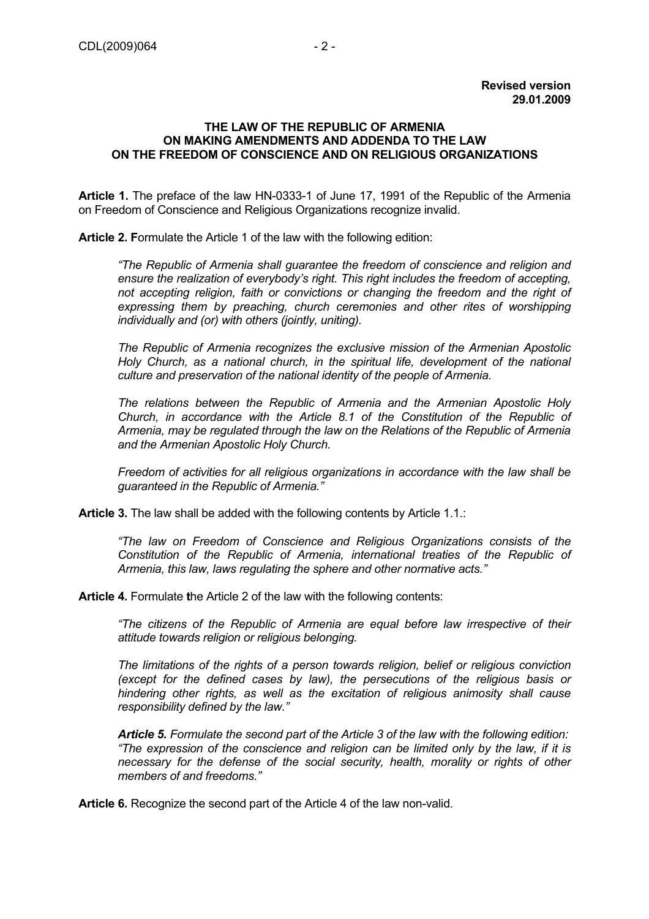**Revised version**
**29.01.2009**

**THE LAW OF THE REPUBLIC OF ARMENIA**
**ON MAKING AMENDMENTS AND ADDENDA TO THE LAW**
**ON THE FREEDOM OF CONSCIENCE AND ON RELIGIOUS ORGANIZATIONS**

**Article 1.** The preface of the law HN-0333-1 of June 17, 1991 of the Republic of the Armenia on Freedom of Conscience and Religious Organizations recognize invalid.

**Article 2. F**ormulate the Article 1 of the law with the following edition:

> *"The Republic of Armenia shall guarantee the freedom of conscience and religion and ensure the realization of everybody's right. This right includes the freedom of accepting, not accepting religion, faith or convictions or changing the freedom and the right of expressing them by preaching, church ceremonies and other rites of worshipping individually and (or) with others (jointly, uniting).*
>
> *The Republic of Armenia recognizes the exclusive mission of the Armenian Apostolic Holy Church, as a national church, in the spiritual life, development of the national culture and preservation of the national identity of the people of Armenia.*
>
> *The relations between the Republic of Armenia and the Armenian Apostolic Holy Church, in accordance with the Article 8.1 of the Constitution of the Republic of Armenia, may be regulated through the law on the Relations of the Republic of Armenia and the Armenian Apostolic Holy Church.*
>
> *Freedom of activities for all religious organizations in accordance with the law shall be guaranteed in the Republic of Armenia."*

**Article 3.** The law shall be added with the following contents by Article 1.1.:

> *"The law on Freedom of Conscience and Religious Organizations consists of the Constitution of the Republic of Armenia, international treaties of the Republic of Armenia, this law, laws regulating the sphere and other normative acts."*

**Article 4.** Formulate **t**he Article 2 of the law with the following contents:

> *"The citizens of the Republic of Armenia are equal before law irrespective of their attitude towards religion or religious belonging.*
>
> *The limitations of the rights of a person towards religion, belief or religious conviction (except for the defined cases by law), the persecutions of the religious basis or hindering other rights, as well as the excitation of religious animosity shall cause responsibility defined by the law."*
>
> ***Article 5.*** *Formulate the second part of the Article 3 of the law with the following edition: "The expression of the conscience and religion can be limited only by the law, if it is necessary for the defense of the social security, health, morality or rights of other members of and freedoms."*

**Article 6.** Recognize the second part of the Article 4 of the law non-valid.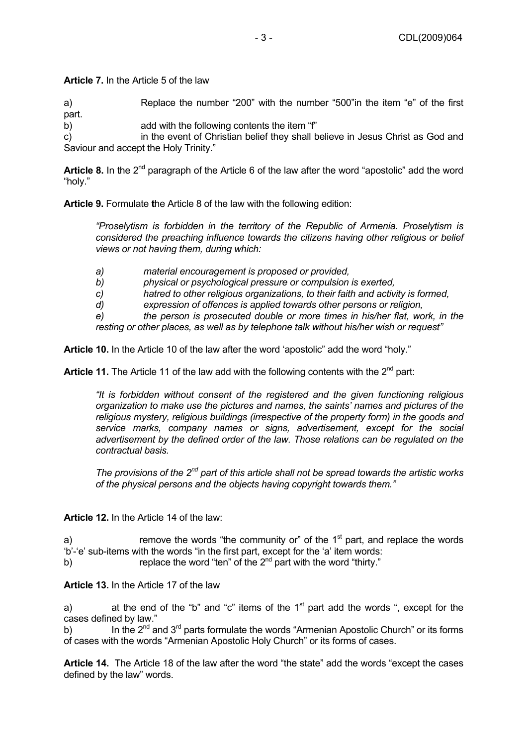**Article 7.** In the Article 5 of the law

a) Replace the number "200" with the number "500"in the item "e" of the first part.

b) add with the following contents the item "f"

c) in the event of Christian belief they shall believe in Jesus Christ as God and Saviour and accept the Holy Trinity."

**Article 8.** In the 2nd paragraph of the Article 6 of the law after the word "apostolic" add the word "holy."

**Article 9.** Formulate **t**he Article 8 of the law with the following edition:

> *"Proselytism is forbidden in the territory of the Republic of Armenia. Proselytism is considered the preaching influence towards the citizens having other religious or belief views or not having them, during which:*
>
> *a) material encouragement is proposed or provided,*
>
> *b) physical or psychological pressure or compulsion is exerted,*
>
> *c) hatred to other religious organizations, to their faith and activity is formed,*
>
> *d) expression of offences is applied towards other persons or religion,*
>
> *e) the person is prosecuted double or more times in his/her flat, work, in the resting or other places, as well as by telephone talk without his/her wish or request"*

**Article 10.** In the Article 10 of the law after the word 'apostolic" add the word "holy."

**Article 11.** The Article 11 of the law add with the following contents with the 2nd part:

> *"It is forbidden without consent of the registered and the given functioning religious organization to make use the pictures and names, the saints' names and pictures of the religious mystery, religious buildings (irrespective of the property form) in the goods and service marks, company names or signs, advertisement, except for the social advertisement by the defined order of the law. Those relations can be regulated on the contractual basis.*
>
> *The provisions of the 2nd part of this article shall not be spread towards the artistic works of the physical persons and the objects having copyright towards them."*

**Article 12.** In the Article 14 of the law:

a) remove the words "the community or" of the 1st part, and replace the words 'b'-'e' sub-items with the words "in the first part, except for the 'a' item words:

b) replace the word "ten" of the 2nd part with the word "thirty."

**Article 13.** In the Article 17 of the law

a) at the end of the "b" and "c" items of the 1st part add the words ", except for the cases defined by law."

b) In the 2nd and 3rd parts formulate the words "Armenian Apostolic Church" or its forms of cases with the words "Armenian Apostolic Holy Church" or its forms of cases.

**Article 14.** The Article 18 of the law after the word "the state" add the words "except the cases defined by the law" words.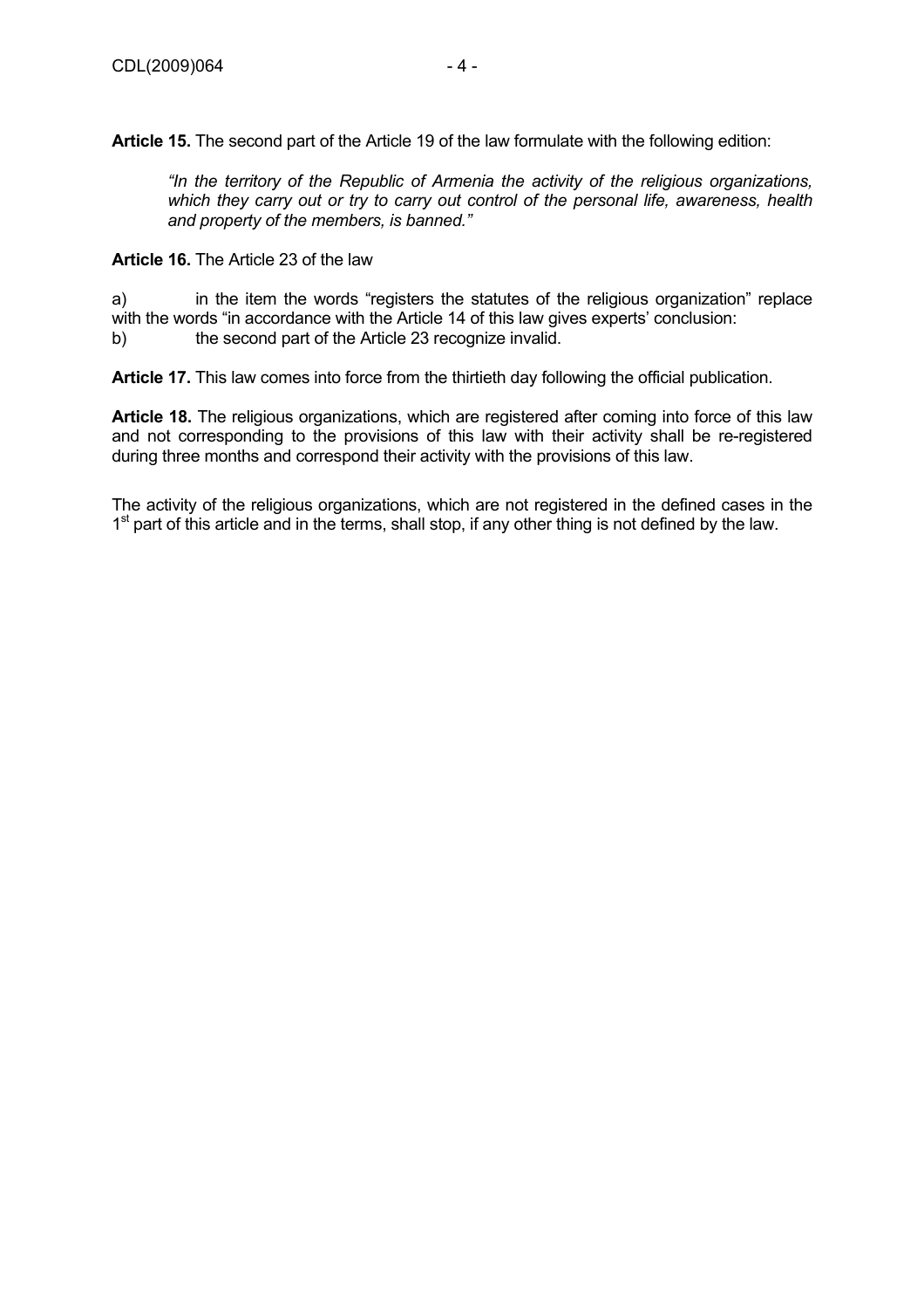**Article 15.** The second part of the Article 19 of the law formulate with the following edition:

> *"In the territory of the Republic of Armenia the activity of the religious organizations, which they carry out or try to carry out control of the personal life, awareness, health and property of the members, is banned."*

**Article 16.** The Article 23 of the law

a) in the item the words "registers the statutes of the religious organization" replace with the words "in accordance with the Article 14 of this law gives experts' conclusion:

b) the second part of the Article 23 recognize invalid.

**Article 17.** This law comes into force from the thirtieth day following the official publication.

**Article 18.** The religious organizations, which are registered after coming into force of this law and not corresponding to the provisions of this law with their activity shall be re-registered during three months and correspond their activity with the provisions of this law.

The activity of the religious organizations, which are not registered in the defined cases in the 1st part of this article and in the terms, shall stop, if any other thing is not defined by the law.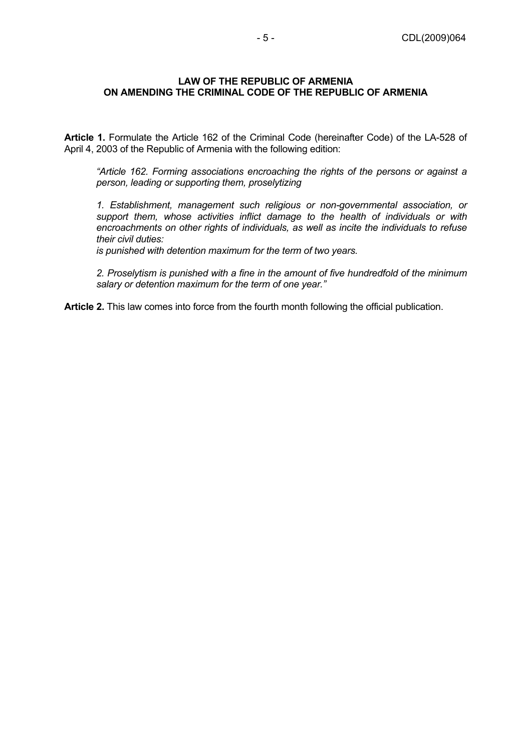**LAW OF THE REPUBLIC OF ARMENIA**
**ON AMENDING THE CRIMINAL CODE OF THE REPUBLIC OF ARMENIA**

**Article 1.** Formulate the Article 162 of the Criminal Code (hereinafter Code) of the LA-528 of April 4, 2003 of the Republic of Armenia with the following edition:

> *"Article 162. Forming associations encroaching the rights of the persons or against a person, leading or supporting them, proselytizing*
>
> *1. Establishment, management such religious or non-governmental association, or support them, whose activities inflict damage to the health of individuals or with encroachments on other rights of individuals, as well as incite the individuals to refuse their civil duties:*
> *is punished with detention maximum for the term of two years.*
>
> *2. Proselytism is punished with a fine in the amount of five hundredfold of the minimum salary or detention maximum for the term of one year."*

**Article 2.** This law comes into force from the fourth month following the official publication.